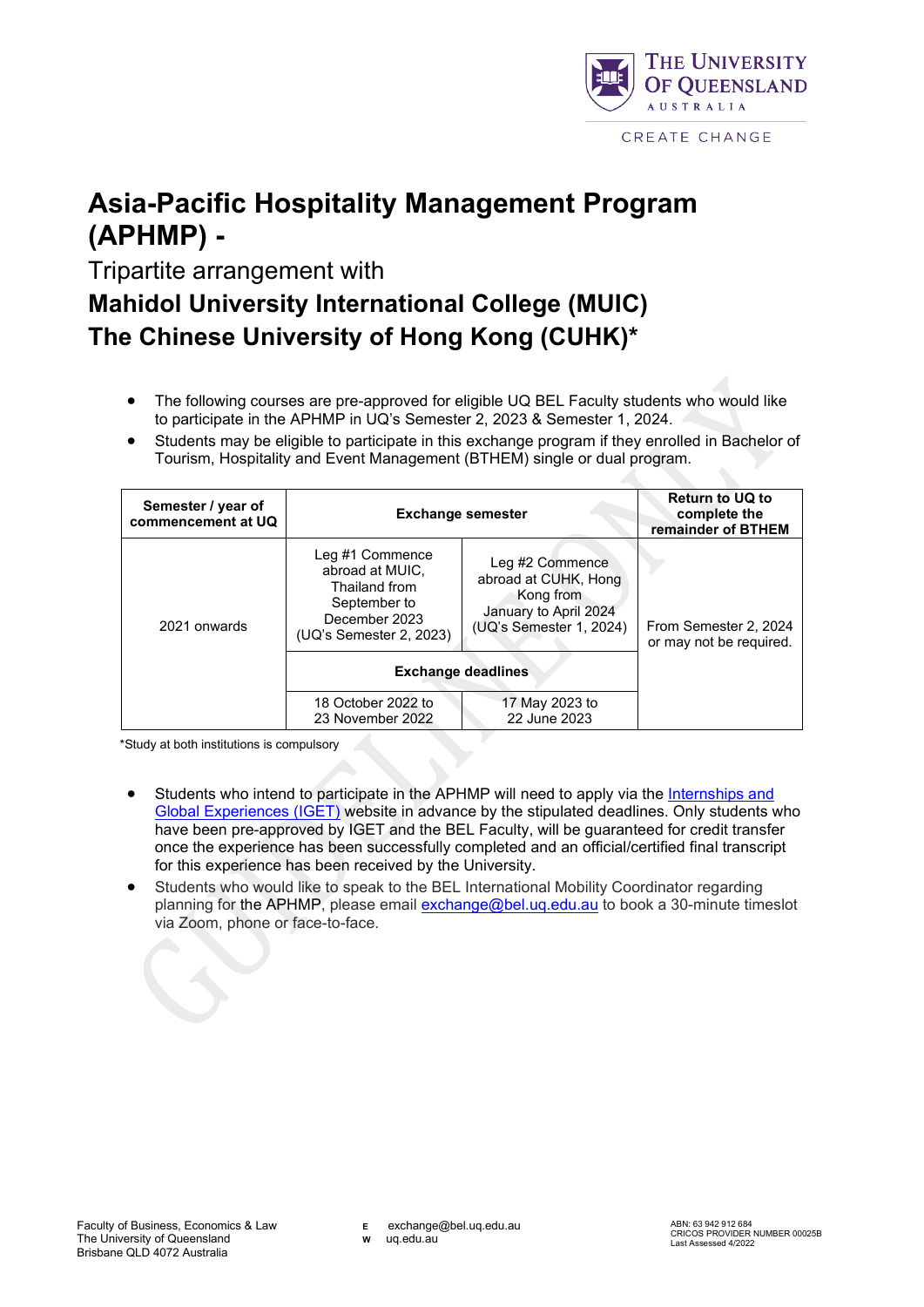# Asia-Pacific Hospitality Management Program (APHMP) -

Tripartite arrangement with

## Mahidol University International College (MUIC)
## The Chinese University of Hong Kong (CUHK)*

- The following courses are pre-approved for eligible UQ BEL Faculty students who would like to participate in the APHMP in UQ's Semester 2, 2023 & Semester 1, 2024.
- Students may be eligible to participate in this exchange program if they enrolled in Bachelor of Tourism, Hospitality and Event Management (BTHEM) single or dual program.

| Semester / year of commencement at UQ | Exchange semester | | Return to UQ to complete the remainder of BTHEM |
|---|---|---|---|
| 2021 onwards | Leg #1 Commence abroad at MUIC, Thailand from September to December 2023 (UQ's Semester 2, 2023) | Leg #2 Commence abroad at CUHK, Hong Kong from January to April 2024 (UQ's Semester 1, 2024) | From Semester 2, 2024 or may not be required. |
| | **Exchange deadlines** | | |
| | 18 October 2022 to 23 November 2022 | 17 May 2023 to 22 June 2023 | |

*Study at both institutions is compulsory

- Students who intend to participate in the APHMP will need to apply via the [Internships and Global Experiences (IGET)] website in advance by the stipulated deadlines. Only students who have been pre-approved by IGET and the BEL Faculty, will be guaranteed for credit transfer once the experience has been successfully completed and an official/certified final transcript for this experience has been received by the University.
- Students who would like to speak to the BEL International Mobility Coordinator regarding planning for the APHMP, please email exchange@bel.uq.edu.au to book a 30-minute timeslot via Zoom, phone or face-to-face.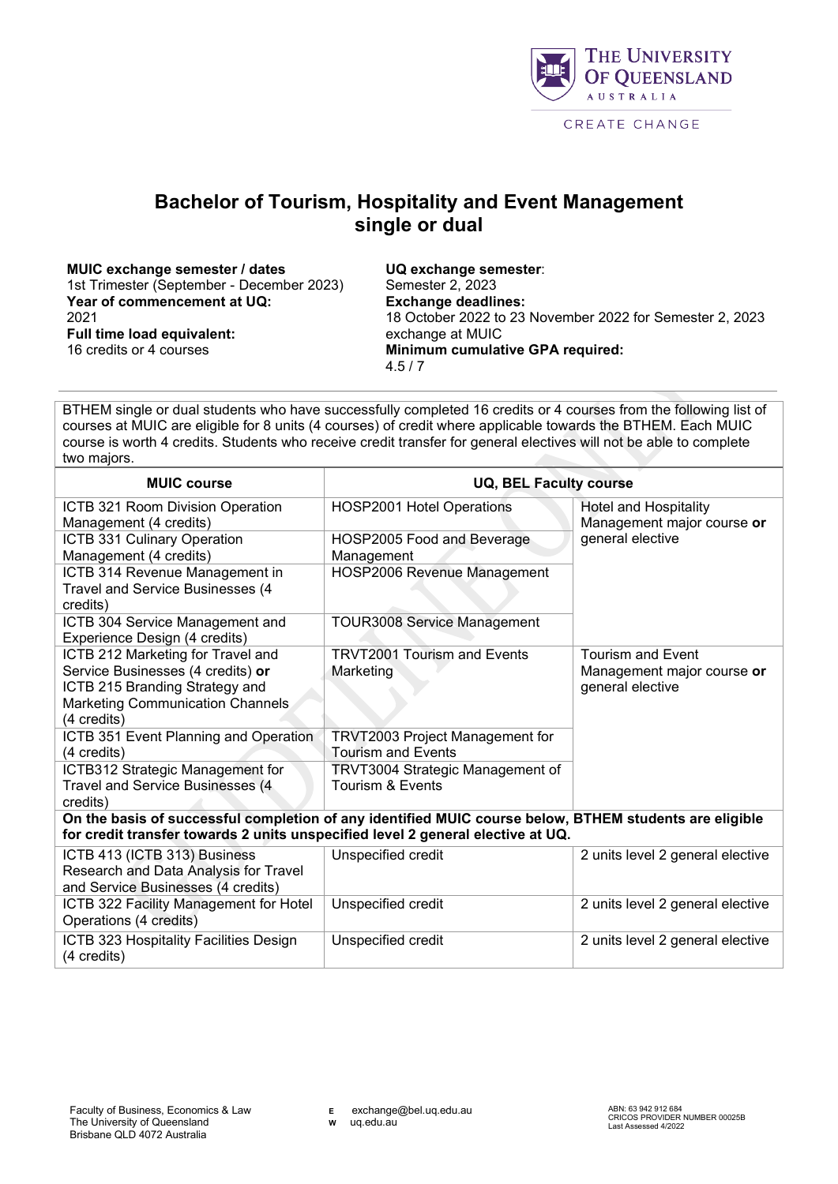# Bachelor of Tourism, Hospitality and Event Management single or dual

**MUIC exchange semester / dates**
1st Trimester (September - December 2023)
**Year of commencement at UQ:**
2021
**Full time load equivalent:**
16 credits or 4 courses

**UQ exchange semester**:
Semester 2, 2023
**Exchange deadlines:**
18 October 2022 to 23 November 2022 for Semester 2, 2023 exchange at MUIC
**Minimum cumulative GPA required:**
4.5 / 7

BTHEM single or dual students who have successfully completed 16 credits or 4 courses from the following list of courses at MUIC are eligible for 8 units (4 courses) of credit where applicable towards the BTHEM. Each MUIC course is worth 4 credits. Students who receive credit transfer for general electives will not be able to complete two majors.

| MUIC course | UQ, BEL Faculty course | |
|---|---|---|
| ICTB 321 Room Division Operation Management (4 credits) | HOSP2001 Hotel Operations | Hotel and Hospitality Management major course **or** general elective |
| ICTB 331 Culinary Operation Management (4 credits) | HOSP2005 Food and Beverage Management | |
| ICTB 314 Revenue Management in Travel and Service Businesses (4 credits) | HOSP2006 Revenue Management | |
| ICTB 304 Service Management and Experience Design (4 credits) | TOUR3008 Service Management | |
| ICTB 212 Marketing for Travel and Service Businesses (4 credits) **or** ICTB 215 Branding Strategy and Marketing Communication Channels (4 credits) | TRVT2001 Tourism and Events Marketing | Tourism and Event Management major course **or** general elective |
| ICTB 351 Event Planning and Operation (4 credits) | TRVT2003 Project Management for Tourism and Events | |
| ICTB312 Strategic Management for Travel and Service Businesses (4 credits) | TRVT3004 Strategic Management of Tourism & Events | |
| **On the basis of successful completion of any identified MUIC course below, BTHEM students are eligible for credit transfer towards 2 units unspecified level 2 general elective at UQ.** | | |
| ICTB 413 (ICTB 313) Business Research and Data Analysis for Travel and Service Businesses (4 credits) | Unspecified credit | 2 units level 2 general elective |
| ICTB 322 Facility Management for Hotel Operations (4 credits) | Unspecified credit | 2 units level 2 general elective |
| ICTB 323 Hospitality Facilities Design (4 credits) | Unspecified credit | 2 units level 2 general elective |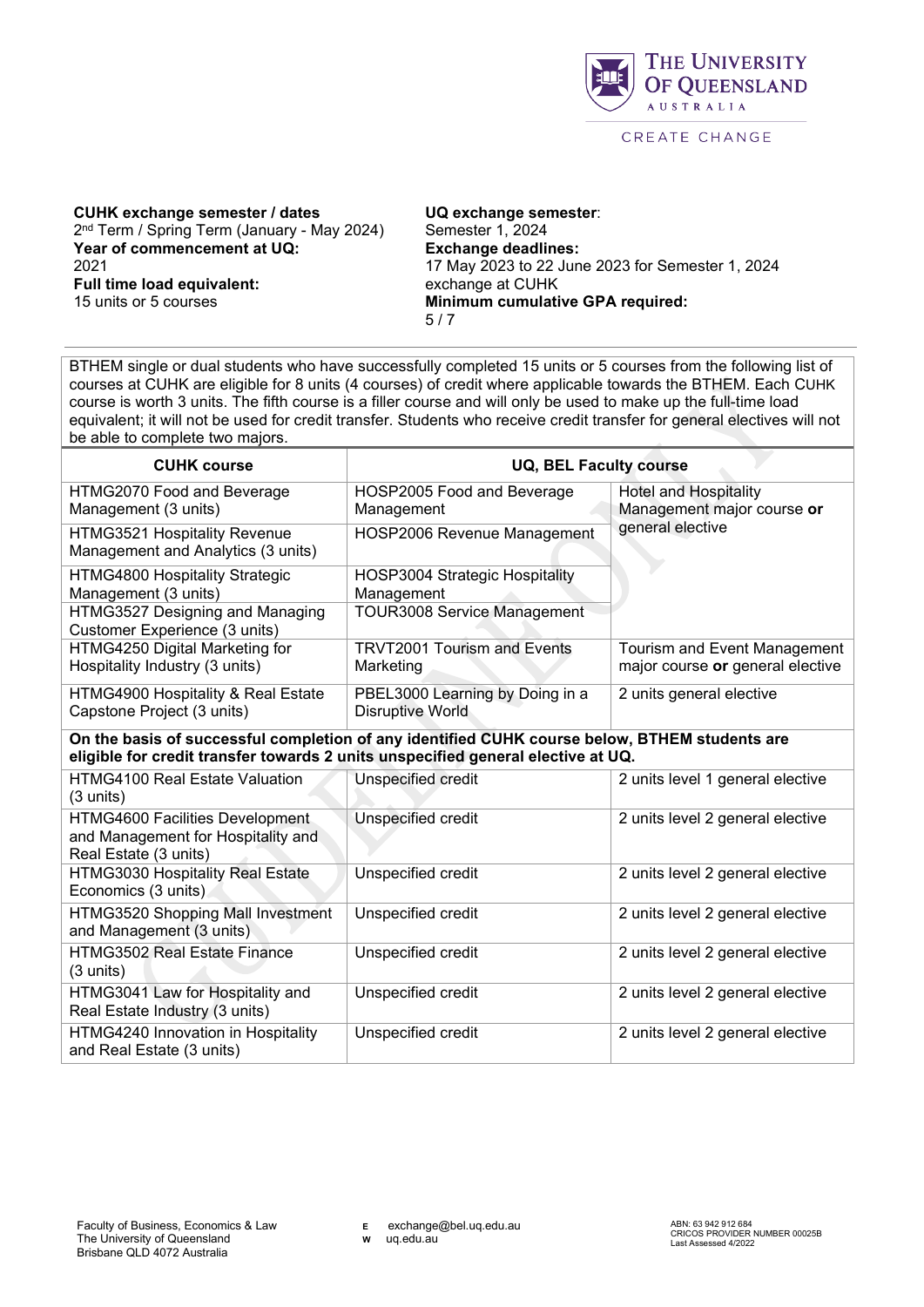**CUHK exchange semester / dates**
2nd Term / Spring Term (January - May 2024)
**Year of commencement at UQ:**
2021
**Full time load equivalent:**
15 units or 5 courses

**UQ exchange semester**:
Semester 1, 2024
**Exchange deadlines:**
17 May 2023 to 22 June 2023 for Semester 1, 2024 exchange at CUHK
**Minimum cumulative GPA required:**
5 / 7

BTHEM single or dual students who have successfully completed 15 units or 5 courses from the following list of courses at CUHK are eligible for 8 units (4 courses) of credit where applicable towards the BTHEM. Each CUHK course is worth 3 units. The fifth course is a filler course and will only be used to make up the full-time load equivalent; it will not be used for credit transfer. Students who receive credit transfer for general electives will not be able to complete two majors.

| CUHK course | UQ, BEL Faculty course | |
|---|---|---|
| HTMG2070 Food and Beverage Management (3 units) | HOSP2005 Food and Beverage Management | Hotel and Hospitality Management major course **or** general elective |
| HTMG3521 Hospitality Revenue Management and Analytics (3 units) | HOSP2006 Revenue Management | |
| HTMG4800 Hospitality Strategic Management (3 units) | HOSP3004 Strategic Hospitality Management | |
| HTMG3527 Designing and Managing Customer Experience (3 units) | TOUR3008 Service Management | |
| HTMG4250 Digital Marketing for Hospitality Industry (3 units) | TRVT2001 Tourism and Events Marketing | Tourism and Event Management major course **or** general elective |
| HTMG4900 Hospitality & Real Estate Capstone Project (3 units) | PBEL3000 Learning by Doing in a Disruptive World | 2 units general elective |
| **On the basis of successful completion of any identified CUHK course below, BTHEM students are eligible for credit transfer towards 2 units unspecified general elective at UQ.** | | |
| HTMG4100 Real Estate Valuation (3 units) | Unspecified credit | 2 units level 1 general elective |
| HTMG4600 Facilities Development and Management for Hospitality and Real Estate (3 units) | Unspecified credit | 2 units level 2 general elective |
| HTMG3030 Hospitality Real Estate Economics (3 units) | Unspecified credit | 2 units level 2 general elective |
| HTMG3520 Shopping Mall Investment and Management (3 units) | Unspecified credit | 2 units level 2 general elective |
| HTMG3502 Real Estate Finance (3 units) | Unspecified credit | 2 units level 2 general elective |
| HTMG3041 Law for Hospitality and Real Estate Industry (3 units) | Unspecified credit | 2 units level 2 general elective |
| HTMG4240 Innovation in Hospitality and Real Estate (3 units) | Unspecified credit | 2 units level 2 general elective |